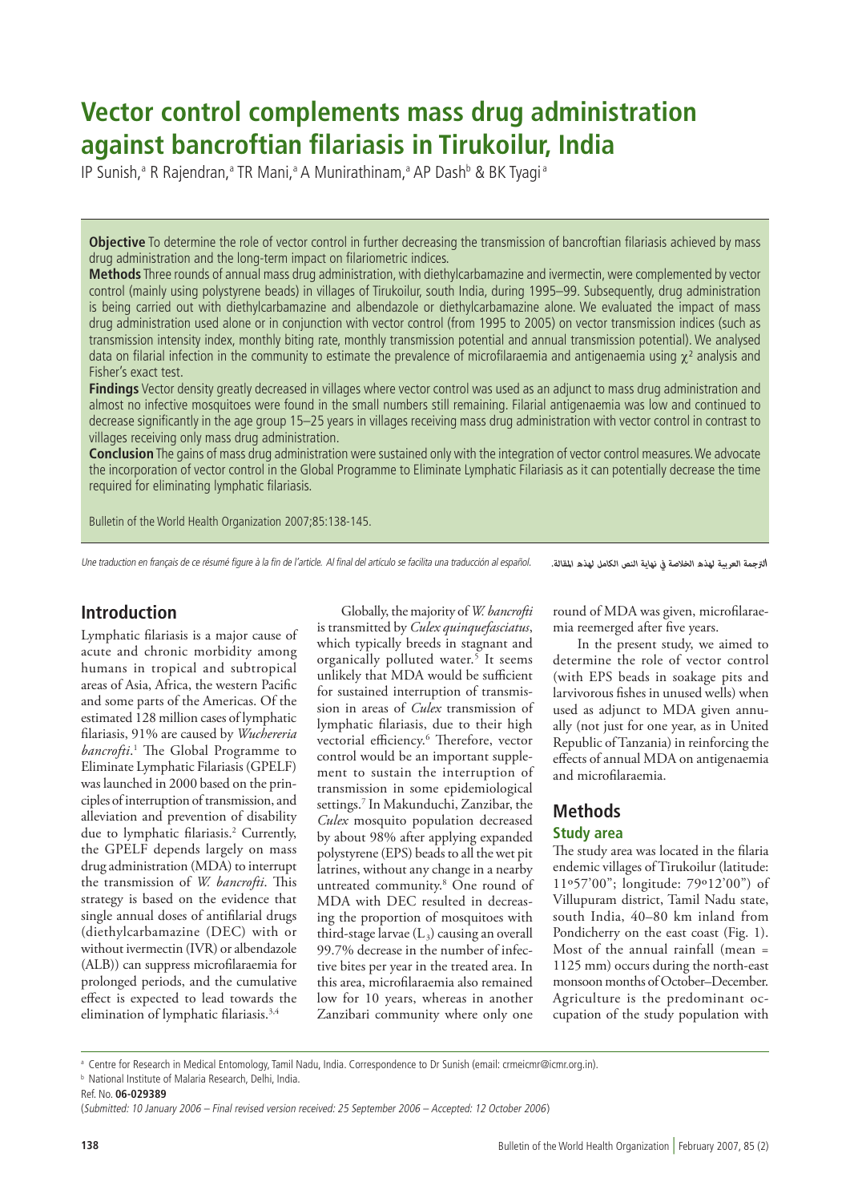# Vector control complements mass drug administration against bancroftian filariasis in Tirukoilur, India

IP Sunish,[a] R Rajendran,[a] TR Mani,[a] A Munirathinam,[a] AP Dash[b] & BK Tyagi[a]

**Objective** To determine the role of vector control in further decreasing the transmission of bancroftian filariasis achieved by mass drug administration and the long-term impact on filariometric indices.

**Methods** Three rounds of annual mass drug administration, with diethylcarbamazine and ivermectin, were complemented by vector control (mainly using polystyrene beads) in villages of Tirukoilur, south India, during 1995–99. Subsequently, drug administration is being carried out with diethylcarbamazine and albendazole or diethylcarbamazine alone. We evaluated the impact of mass drug administration used alone or in conjunction with vector control (from 1995 to 2005) on vector transmission indices (such as transmission intensity index, monthly biting rate, monthly transmission potential and annual transmission potential). We analysed data on filarial infection in the community to estimate the prevalence of microfilaraemia and antigenaemia using $\chi^2$ analysis and Fisher's exact test.

**Findings** Vector density greatly decreased in villages where vector control was used as an adjunct to mass drug administration and almost no infective mosquitoes were found in the small numbers still remaining. Filarial antigenaemia was low and continued to decrease significantly in the age group 15–25 years in villages receiving mass drug administration with vector control in contrast to villages receiving only mass drug administration.

**Conclusion** The gains of mass drug administration were sustained only with the integration of vector control measures. We advocate the incorporation of vector control in the Global Programme to Eliminate Lymphatic Filariasis as it can potentially decrease the time required for eliminating lymphatic filariasis.

Bulletin of the World Health Organization 2007;85:138-145.

*Une traduction en français de ce résumé figure à la fin de l'article. Al final del artículo se facilita una traducción al español.* الترجمة العربية لهذه الخلاصة في نهاية النص الكامل لهذه المقالة.

## Introduction

Lymphatic filariasis is a major cause of acute and chronic morbidity among humans in tropical and subtropical areas of Asia, Africa, the western Pacific and some parts of the Americas. Of the estimated 128 million cases of lymphatic filariasis, 91% are caused by *Wuchereria bancrofti*.[1] The Global Programme to Eliminate Lymphatic Filariasis (GPELF) was launched in 2000 based on the principles of interruption of transmission, and alleviation and prevention of disability due to lymphatic filariasis.[2] Currently, the GPELF depends largely on mass drug administration (MDA) to interrupt the transmission of *W. bancrofti*. This strategy is based on the evidence that single annual doses of antifilarial drugs (diethylcarbamazine (DEC) with or without ivermectin (IVR) or albendazole (ALB)) can suppress microfilaraemia for prolonged periods, and the cumulative effect is expected to lead towards the elimination of lymphatic filariasis.[3,4]

Globally, the majority of *W. bancrofti* is transmitted by *Culex quinquefasciatus*, which typically breeds in stagnant and organically polluted water.[5] It seems unlikely that MDA would be sufficient for sustained interruption of transmission in areas of *Culex* transmission of lymphatic filariasis, due to their high vectorial efficiency.[6] Therefore, vector control would be an important supplement to sustain the interruption of transmission in some epidemiological settings.[7] In Makunduchi, Zanzibar, the *Culex* mosquito population decreased by about 98% after applying expanded polystyrene (EPS) beads to all the wet pit latrines, without any change in a nearby untreated community.[8] One round of MDA with DEC resulted in decreasing the proportion of mosquitoes with third-stage larvae ($L_3$) causing an overall 99.7% decrease in the number of infective bites per year in the treated area. In this area, microfilaraemia also remained low for 10 years, whereas in another Zanzibari community where only one round of MDA was given, microfilaraemia reemerged after five years.

In the present study, we aimed to determine the role of vector control (with EPS beads in soakage pits and larvivorous fishes in unused wells) when used as adjunct to MDA given annually (not just for one year, as in United Republic of Tanzania) in reinforcing the effects of annual MDA on antigenaemia and microfilaraemia.

## Methods

### Study area

The study area was located in the filaria endemic villages of Tirukoilur (latitude: 11º57'00"; longitude: 79º12'00") of Villupuram district, Tamil Nadu state, south India, 40–80 km inland from Pondicherry on the east coast (Fig. 1). Most of the annual rainfall (mean = 1125 mm) occurs during the north-east monsoon months of October–December. Agriculture is the predominant occupation of the study population with

[a] Centre for Research in Medical Entomology, Tamil Nadu, India. Correspondence to Dr Sunish (email: crmeicmr@icmr.org.in).

[b] National Institute of Malaria Research, Delhi, India.

Ref. No. **06-029389**

(*Submitted: 10 January 2006 – Final revised version received: 25 September 2006 – Accepted: 12 October 2006*)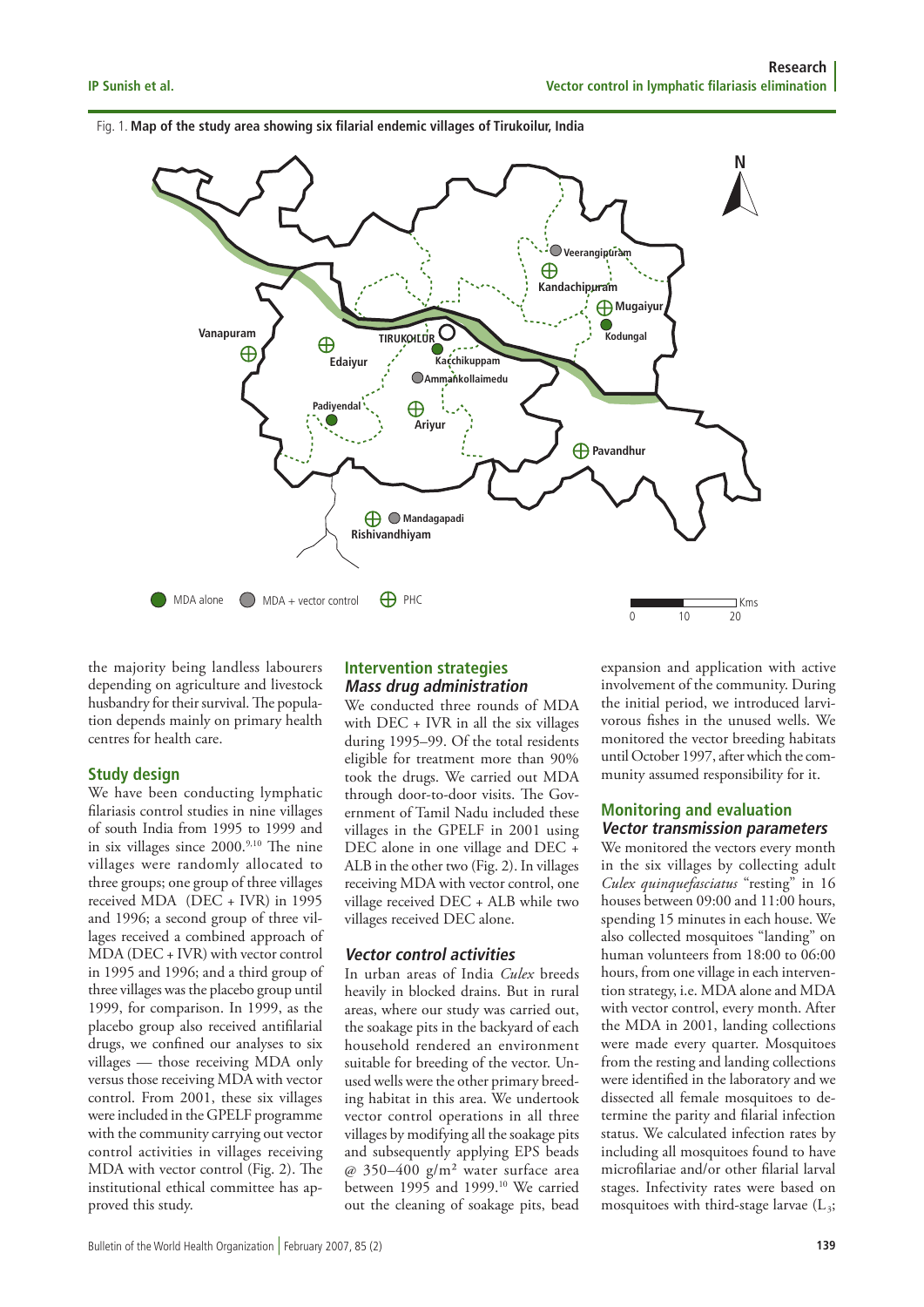Fig. 1. **Map of the study area showing six filarial endemic villages of Tirukoilur, India**

the majority being landless labourers depending on agriculture and livestock husbandry for their survival. The population depends mainly on primary health centres for health care.

## Study design

We have been conducting lymphatic filariasis control studies in nine villages of south India from 1995 to 1999 and in six villages since 2000.[9,10] The nine villages were randomly allocated to three groups; one group of three villages received MDA (DEC + IVR) in 1995 and 1996; a second group of three villages received a combined approach of MDA (DEC + IVR) with vector control in 1995 and 1996; and a third group of three villages was the placebo group until 1999, for comparison. In 1999, as the placebo group also received antifilarial drugs, we confined our analyses to six villages — those receiving MDA only versus those receiving MDA with vector control. From 2001, these six villages were included in the GPELF programme with the community carrying out vector control activities in villages receiving MDA with vector control (Fig. 2). The institutional ethical committee has approved this study.

## Intervention strategies

### *Mass drug administration*

We conducted three rounds of MDA with DEC + IVR in all the six villages during 1995–99. Of the total residents eligible for treatment more than 90% took the drugs. We carried out MDA through door-to-door visits. The Government of Tamil Nadu included these villages in the GPELF in 2001 using DEC alone in one village and DEC + ALB in the other two (Fig. 2). In villages receiving MDA with vector control, one village received DEC + ALB while two villages received DEC alone.

### *Vector control activities*

In urban areas of India *Culex* breeds heavily in blocked drains. But in rural areas, where our study was carried out, the soakage pits in the backyard of each household rendered an environment suitable for breeding of the vector. Unused wells were the other primary breeding habitat in this area. We undertook vector control operations in all three villages by modifying all the soakage pits and subsequently applying EPS beads @ 350–400 g/m² water surface area between 1995 and 1999.[10] We carried out the cleaning of soakage pits, bead expansion and application with active involvement of the community. During the initial period, we introduced larvivorous fishes in the unused wells. We monitored the vector breeding habitats until October 1997, after which the community assumed responsibility for it.

## Monitoring and evaluation

### *Vector transmission parameters*

We monitored the vectors every month in the six villages by collecting adult *Culex quinquefasciatus* "resting" in 16 houses between 09:00 and 11:00 hours, spending 15 minutes in each house. We also collected mosquitoes "landing" on human volunteers from 18:00 to 06:00 hours, from one village in each intervention strategy, i.e. MDA alone and MDA with vector control, every month. After the MDA in 2001, landing collections were made every quarter. Mosquitoes from the resting and landing collections were identified in the laboratory and we dissected all female mosquitoes to determine the parity and filarial infection status. We calculated infection rates by including all mosquitoes found to have microfilariae and/or other filarial larval stages. Infectivity rates were based on mosquitoes with third-stage larvae ($L_3$;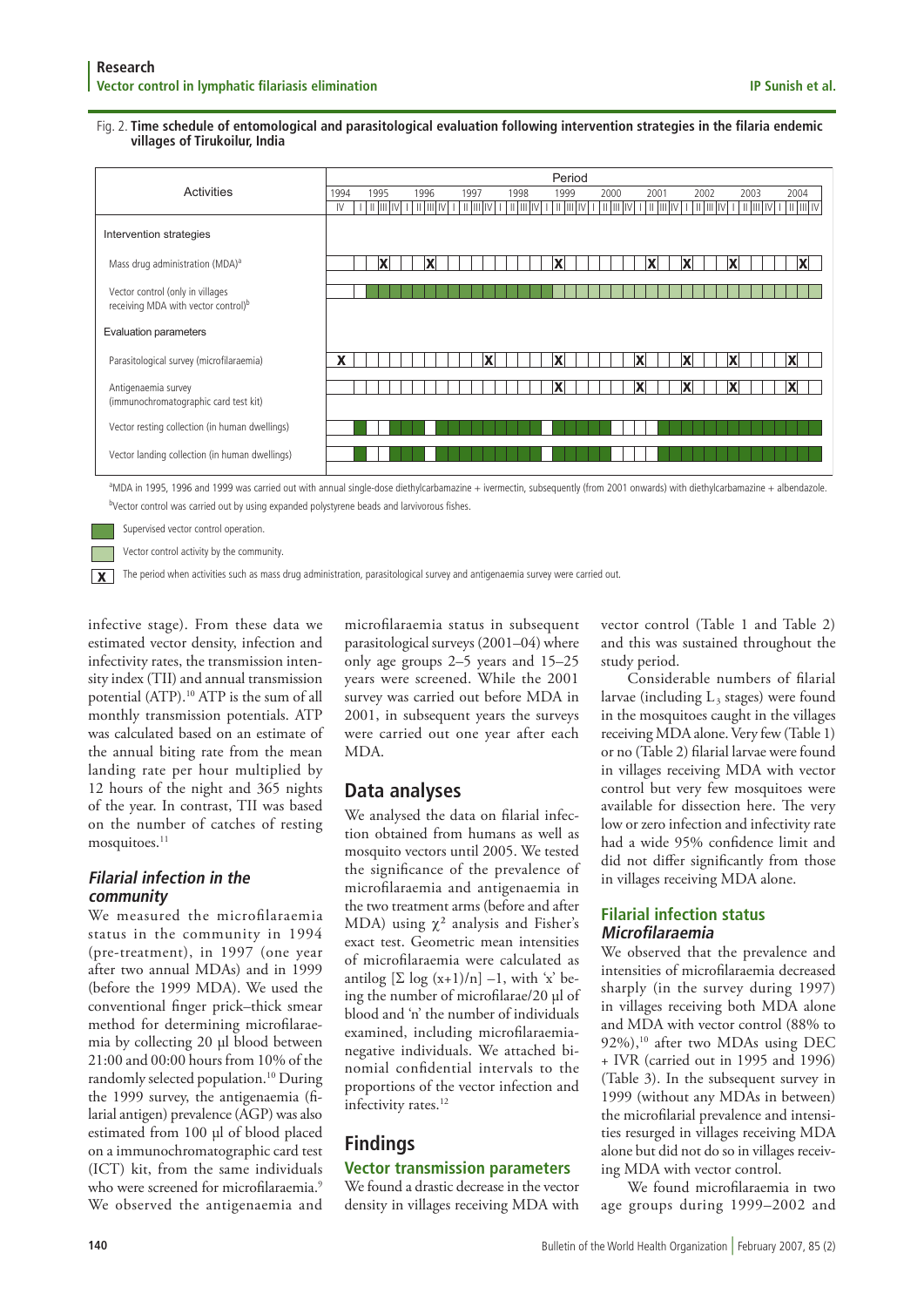Fig. 2. **Time schedule of entomological and parasitological evaluation following intervention strategies in the filaria endemic villages of Tirukoilur, India**

| Activities | 1994 | 1995 | 1996 | 1997 | 1998 | 1999 | 2000 | 2001 | 2002 | 2003 | 2004 |
|---|---|---|---|---|---|---|---|---|---|---|---|
| **Intervention strategies** | | | | | | | | | | | |
| Mass drug administration (MDA)[a] | | X | X | | | X | | X | X | X | X |
| Vector control (only in villages receiving MDA with vector control)[b] | | Supervised | Supervised | Supervised | Supervised | Community | Community | Community | Community | Community | Community |
| **Evaluation parameters** | | | | | | | | | | | |
| Parasitological survey (microfilaraemia) | X | | | X | | X | | X | X | X | X |
| Antigenaemia survey (immunochromatographic card test kit) | | | | | | X | | X | X | X | X |
| Vector resting collection (in human dwellings) | Supervised | Supervised | Supervised | Supervised | Supervised | Supervised | Supervised | | Supervised | Supervised | Supervised |
| Vector landing collection (in human dwellings) | Supervised | Supervised | Supervised | Supervised | Supervised | Supervised | Supervised | | Supervised | Supervised | Supervised |

[a]MDA in 1995, 1996 and 1999 was carried out with annual single-dose diethylcarbamazine + ivermectin, subsequently (from 2001 onwards) with diethylcarbamazine + albendazole.

[b]Vector control was carried out by using expanded polystyrene beads and larvivorous fishes.

Supervised: Supervised vector control operation.

Community: Vector control activity by the community.

X: The period when activities such as mass drug administration, parasitological survey and antigenaemia survey were carried out.

infective stage). From these data we estimated vector density, infection and infectivity rates, the transmission intensity index (TII) and annual transmission potential (ATP).[10] ATP is the sum of all monthly transmission potentials. ATP was calculated based on an estimate of the annual biting rate from the mean landing rate per hour multiplied by 12 hours of the night and 365 nights of the year. In contrast, TII was based on the number of catches of resting mosquitoes.[11]

### *Filarial infection in the community*

We measured the microfilaraemia status in the community in 1994 (pre-treatment), in 1997 (one year after two annual MDAs) and in 1999 (before the 1999 MDA). We used the conventional finger prick–thick smear method for determining microfilaraemia by collecting 20 µl blood between 21:00 and 00:00 hours from 10% of the randomly selected population.[10] During the 1999 survey, the antigenaemia (filarial antigen) prevalence (AGP) was also estimated from 100 µl of blood placed on a immunochromatographic card test (ICT) kit, from the same individuals who were screened for microfilaraemia.[9] We observed the antigenaemia and microfilaraemia status in subsequent parasitological surveys (2001–04) where only age groups 2–5 years and 15–25 years were screened. While the 2001 survey was carried out before MDA in 2001, in subsequent years the surveys were carried out one year after each MDA.

## Data analyses

We analysed the data on filarial infection obtained from humans as well as mosquito vectors until 2005. We tested the significance of the prevalence of microfilaraemia and antigenaemia in the two treatment arms (before and after MDA) using $\chi^2$ analysis and Fisher's exact test. Geometric mean intensities of microfilaraemia were calculated as antilog $[\Sigma \log (x+1)/n] -1$, with 'x' being the number of microfilarae/20 µl of blood and 'n' the number of individuals examined, including microfilaraemia-negative individuals. We attached binomial confidential intervals to the proportions of the vector infection and infectivity rates.[12]

## Findings

### Vector transmission parameters

We found a drastic decrease in the vector density in villages receiving MDA with vector control (Table 1 and Table 2) and this was sustained throughout the study period.

Considerable numbers of filarial larvae (including $L_3$ stages) were found in the mosquitoes caught in the villages receiving MDA alone. Very few (Table 1) or no (Table 2) filarial larvae were found in villages receiving MDA with vector control but very few mosquitoes were available for dissection here. The very low or zero infection and infectivity rate had a wide 95% confidence limit and did not differ significantly from those in villages receiving MDA alone.

### Filarial infection status

#### *Microfilaraemia*

We observed that the prevalence and intensities of microfilaraemia decreased sharply (in the survey during 1997) in villages receiving both MDA alone and MDA with vector control (88% to 92%),[10] after two MDAs using DEC + IVR (carried out in 1995 and 1996) (Table 3). In the subsequent survey in 1999 (without any MDAs in between) the microfilarial prevalence and intensities resurged in villages receiving MDA alone but did not do so in villages receiving MDA with vector control.

We found microfilaraemia in two age groups during 1999–2002 and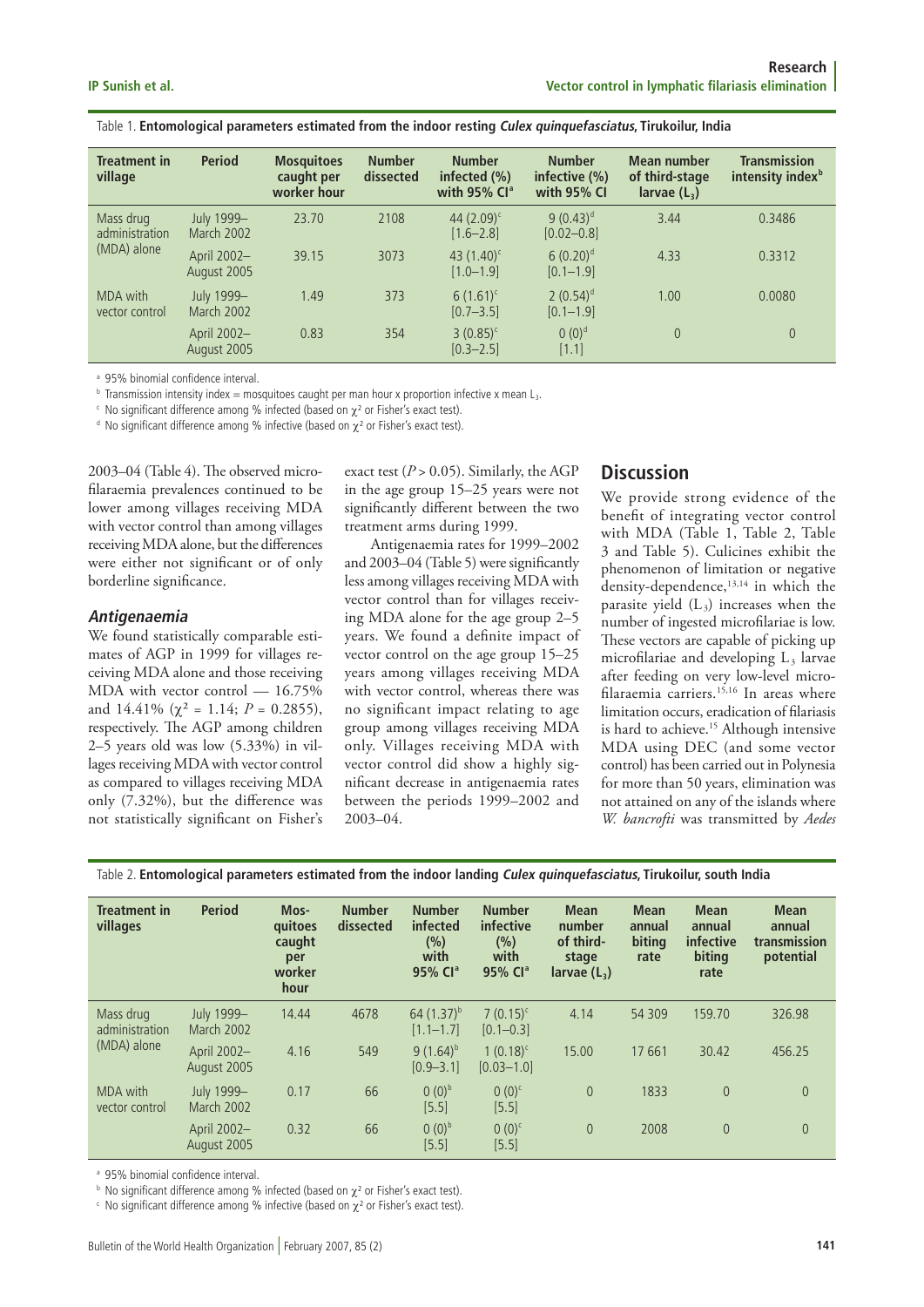Table 1. **Entomological parameters estimated from the indoor resting *Culex quinquefasciatus*, Tirukoilur, India**

| Treatment in village | Period | Mosquitoes caught per worker hour | Number dissected | Number infected (%) with 95% CI[a] | Number infective (%) with 95% CI | Mean number of third-stage larvae ($L_3$) | Transmission intensity index[b] |
|---|---|---|---|---|---|---|---|
| Mass drug administration (MDA) alone | July 1999–March 2002 | 23.70 | 2108 | 44 (2.09)[c] [1.6–2.8] | 9 (0.43)[d] [0.02–0.8] | 3.44 | 0.3486 |
| | April 2002–August 2005 | 39.15 | 3073 | 43 (1.40)[c] [1.0–1.9] | 6 (0.20)[d] [0.1–1.9] | 4.33 | 0.3312 |
| MDA with vector control | July 1999–March 2002 | 1.49 | 373 | 6 (1.61)[c] [0.7–3.5] | 2 (0.54)[d] [0.1–1.9] | 1.00 | 0.0080 |
| | April 2002–August 2005 | 0.83 | 354 | 3 (0.85)[c] [0.3–2.5] | 0 (0)[d] [1.1] | 0 | 0 |

[a] 95% binomial confidence interval.

[b] Transmission intensity index = mosquitoes caught per man hour x proportion infective x mean $L_3$.

[c] No significant difference among % infected (based on $\chi^2$ or Fisher's exact test).

[d] No significant difference among % infective (based on $\chi^2$ or Fisher's exact test).

2003–04 (Table 4). The observed microfilaraemia prevalences continued to be lower among villages receiving MDA with vector control than among villages receiving MDA alone, but the differences were either not significant or of only borderline significance.

### *Antigenaemia*

We found statistically comparable estimates of AGP in 1999 for villages receiving MDA alone and those receiving MDA with vector control — 16.75% and 14.41% ($\chi^2$ = 1.14; $P$ = 0.2855), respectively. The AGP among children 2–5 years old was low (5.33%) in villages receiving MDA with vector control as compared to villages receiving MDA only (7.32%), but the difference was not statistically significant on Fisher's exact test ($P$ > 0.05). Similarly, the AGP in the age group 15–25 years were not significantly different between the two treatment arms during 1999.

Antigenaemia rates for 1999–2002 and 2003–04 (Table 5) were significantly less among villages receiving MDA with vector control than for villages receiving MDA alone for the age group 2–5 years. We found a definite impact of vector control on the age group 15–25 years among villages receiving MDA with vector control, whereas there was no significant impact relating to age group among villages receiving MDA only. Villages receiving MDA with vector control did show a highly significant decrease in antigenaemia rates between the periods 1999–2002 and 2003–04.

## Discussion

We provide strong evidence of the benefit of integrating vector control with MDA (Table 1, Table 2, Table 3 and Table 5). Culicines exhibit the phenomenon of limitation or negative density-dependence,[13,14] in which the parasite yield ($L_3$) increases when the number of ingested microfilariae is low. These vectors are capable of picking up microfilariae and developing $L_3$ larvae after feeding on very low-level microfilaraemia carriers.[15,16] In areas where limitation occurs, eradication of filariasis is hard to achieve.[15] Although intensive MDA using DEC (and some vector control) has been carried out in Polynesia for more than 50 years, elimination was not attained on any of the islands where *W. bancrofti* was transmitted by *Aedes*

Table 2. **Entomological parameters estimated from the indoor landing *Culex quinquefasciatus*, Tirukoilur, south India**

| Treatment in villages | Period | Mosquitoes caught per worker hour | Number dissected | Number infected (%) with 95% CI[a] | Number infective (%) with 95% CI[a] | Mean number of third-stage larvae ($L_3$) | Mean annual biting rate | Mean annual infective biting rate | Mean annual transmission potential |
|---|---|---|---|---|---|---|---|---|---|
| Mass drug administration (MDA) alone | July 1999–March 2002 | 14.44 | 4678 | 64 (1.37)[b] [1.1–1.7] | 7 (0.15)[c] [0.1–0.3] | 4.14 | 54 309 | 159.70 | 326.98 |
| | April 2002–August 2005 | 4.16 | 549 | 9 (1.64)[b] [0.9–3.1] | 1 (0.18)[c] [0.03–1.0] | 15.00 | 17 661 | 30.42 | 456.25 |
| MDA with vector control | July 1999–March 2002 | 0.17 | 66 | 0 (0)[b] [5.5] | 0 (0)[c] [5.5] | 0 | 1833 | 0 | 0 |
| | April 2002–August 2005 | 0.32 | 66 | 0 (0)[b] [5.5] | 0 (0)[c] [5.5] | 0 | 2008 | 0 | 0 |

[a] 95% binomial confidence interval.

[b] No significant difference among % infected (based on $\chi^2$ or Fisher's exact test).

[c] No significant difference among % infective (based on $\chi^2$ or Fisher's exact test).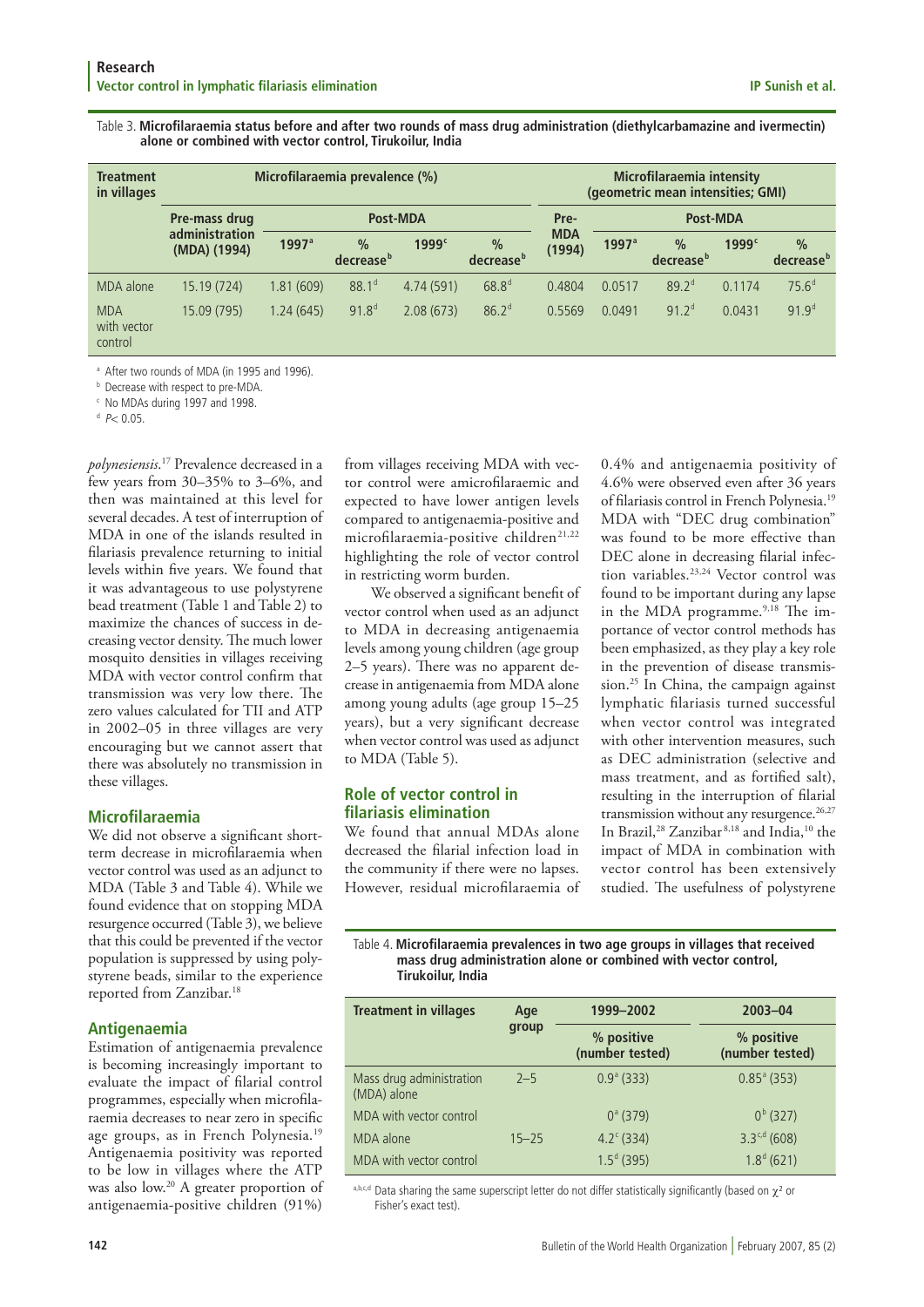Table 3. **Microfilaraemia status before and after two rounds of mass drug administration (diethylcarbamazine and ivermectin) alone or combined with vector control, Tirukoilur, India**

| Treatment in villages | Microfilaraemia prevalence (%) | | | | | Microfilaraemia intensity (geometric mean intensities; GMI) | | | | |
|---|---|---|---|---|---|---|---|---|---|---|
| | Pre-mass drug administration (MDA) (1994) | Post-MDA | | | | Pre-MDA (1994) | Post-MDA | | | |
| | | 1997[a] | % decrease[b] | 1999[c] | % decrease[b] | | 1997[a] | % decrease[b] | 1999[c] | % decrease[b] |
| MDA alone | 15.19 (724) | 1.81 (609) | 88.1[d] | 4.74 (591) | 68.8[d] | 0.4804 | 0.0517 | 89.2[d] | 0.1174 | 75.6[d] |
| MDA with vector control | 15.09 (795) | 1.24 (645) | 91.8[d] | 2.08 (673) | 86.2[d] | 0.5569 | 0.0491 | 91.2[d] | 0.0431 | 91.9[d] |

[a] After two rounds of MDA (in 1995 and 1996).
[b] Decrease with respect to pre-MDA.
[c] No MDAs during 1997 and 1998.
[d] $P < 0.05$.

*polynesiensis*.[17] Prevalence decreased in a few years from 30–35% to 3–6%, and then was maintained at this level for several decades. A test of interruption of MDA in one of the islands resulted in filariasis prevalence returning to initial levels within five years. We found that it was advantageous to use polystyrene bead treatment (Table 1 and Table 2) to maximize the chances of success in decreasing vector density. The much lower mosquito densities in villages receiving MDA with vector control confirm that transmission was very low there. The zero values calculated for TII and ATP in 2002–05 in three villages are very encouraging but we cannot assert that there was absolutely no transmission in these villages.

## Microfilaraemia

We did not observe a significant short-term decrease in microfilaraemia when vector control was used as an adjunct to MDA (Table 3 and Table 4). While we found evidence that on stopping MDA resurgence occurred (Table 3), we believe that this could be prevented if the vector population is suppressed by using polystyrene beads, similar to the experience reported from Zanzibar.[18]

## Antigenaemia

Estimation of antigenaemia prevalence is becoming increasingly important to evaluate the impact of filarial control programmes, especially when microfilaraemia decreases to near zero in specific age groups, as in French Polynesia.[19] Antigenaemia positivity was reported to be low in villages where the ATP was also low.[20] A greater proportion of antigenaemia-positive children (91%) from villages receiving MDA with vector control were amicrofilaraemic and expected to have lower antigen levels compared to antigenaemia-positive and microfilaraemia-positive children[21,22] highlighting the role of vector control in restricting worm burden.

We observed a significant benefit of vector control when used as an adjunct to MDA in decreasing antigenaemia levels among young children (age group 2–5 years). There was no apparent decrease in antigenaemia from MDA alone among young adults (age group 15–25 years), but a very significant decrease when vector control was used as adjunct to MDA (Table 5).

## Role of vector control in filariasis elimination

We found that annual MDAs alone decreased the filarial infection load in the community if there were no lapses. However, residual microfilaraemia of 0.4% and antigenaemia positivity of 4.6% were observed even after 36 years of filariasis control in French Polynesia.[19] MDA with "DEC drug combination" was found to be more effective than DEC alone in decreasing filarial infection variables.[23,24] Vector control was found to be important during any lapse in the MDA programme.[9,18] The importance of vector control methods has been emphasized, as they play a key role in the prevention of disease transmission.[25] In China, the campaign against lymphatic filariasis turned successful when vector control was integrated with other intervention measures, such as DEC administration (selective and mass treatment, and as fortified salt), resulting in the interruption of filarial transmission without any resurgence.[26,27] In Brazil,[28] Zanzibar[8,18] and India,[10] the impact of MDA in combination with vector control has been extensively studied. The usefulness of polystyrene

Table 4. **Microfilaraemia prevalences in two age groups in villages that received mass drug administration alone or combined with vector control, Tirukoilur, India**

| Treatment in villages | Age group | 1999–2002 | 2003–04 |
|---|---|---|---|
| | | % positive (number tested) | % positive (number tested) |
| Mass drug administration (MDA) alone | 2–5 | 0.9[a] (333) | 0.85[a] (353) |
| MDA with vector control | | 0[a] (379) | 0[b] (327) |
| MDA alone | 15–25 | 4.2[c] (334) | 3.3[c,d] (608) |
| MDA with vector control | | 1.5[d] (395) | 1.8[d] (621) |

[a,b,c,d] Data sharing the same superscript letter do not differ statistically significantly (based on $\chi^2$ or Fisher's exact test).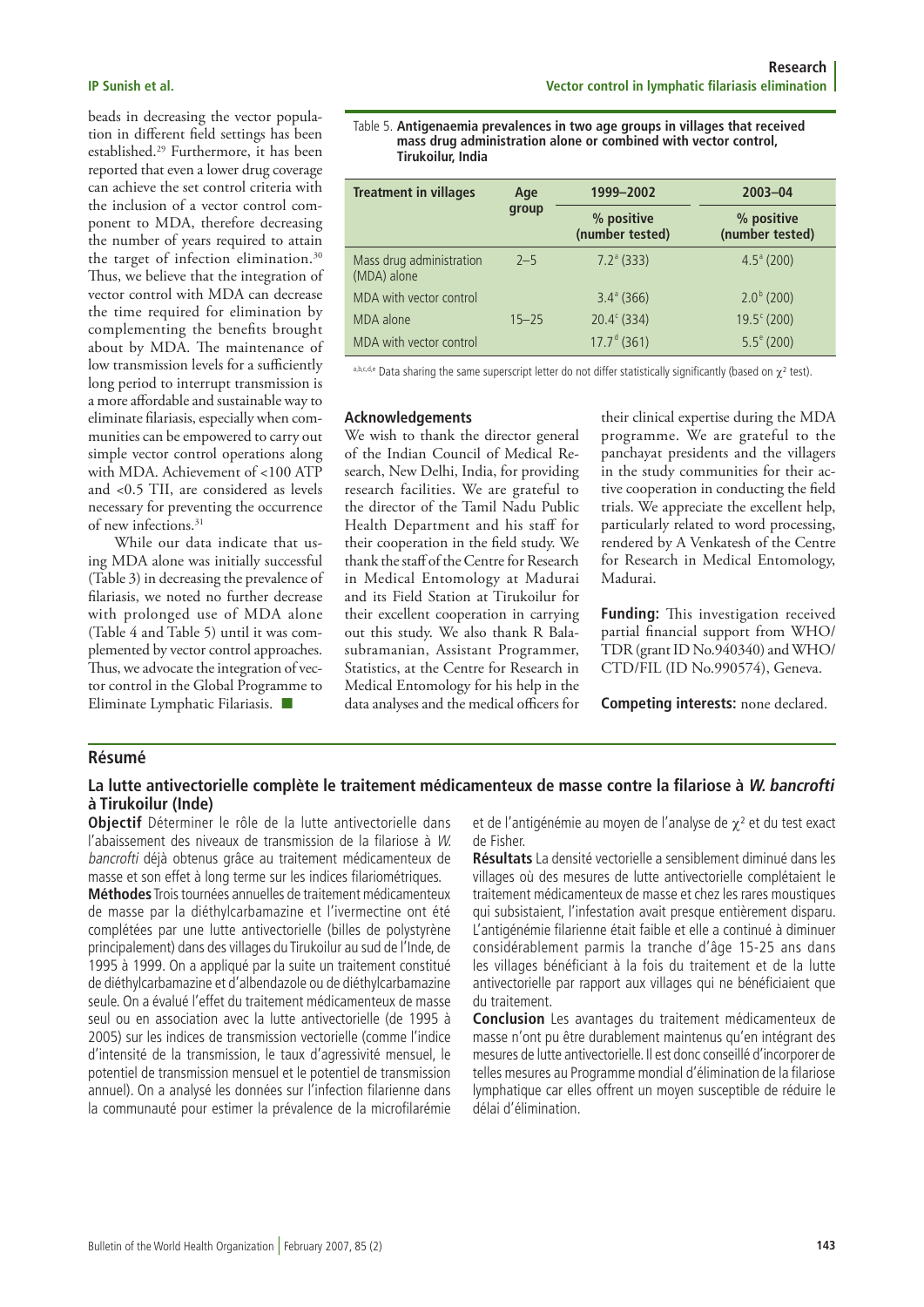beads in decreasing the vector population in different field settings has been established.[29] Furthermore, it has been reported that even a lower drug coverage can achieve the set control criteria with the inclusion of a vector control component to MDA, therefore decreasing the number of years required to attain the target of infection elimination.[30] Thus, we believe that the integration of vector control with MDA can decrease the time required for elimination by complementing the benefits brought about by MDA. The maintenance of low transmission levels for a sufficiently long period to interrupt transmission is a more affordable and sustainable way to eliminate filariasis, especially when communities can be empowered to carry out simple vector control operations along with MDA. Achievement of <100 ATP and <0.5 TII, are considered as levels necessary for preventing the occurrence of new infections.[31]

While our data indicate that using MDA alone was initially successful (Table 3) in decreasing the prevalence of filariasis, we noted no further decrease with prolonged use of MDA alone (Table 4 and Table 5) until it was complemented by vector control approaches. Thus, we advocate the integration of vector control in the Global Programme to Eliminate Lymphatic Filariasis. ■

Table 5. **Antigenaemia prevalences in two age groups in villages that received mass drug administration alone or combined with vector control, Tirukoilur, India**

| Treatment in villages | Age group | 1999–2002 | 2003–04 |
|---|---|---|---|
| | | % positive (number tested) | % positive (number tested) |
| Mass drug administration (MDA) alone | 2–5 | $7.2^{a}$ (333) | $4.5^{a}$ (200) |
| MDA with vector control | | $3.4^{a}$ (366) | $2.0^{b}$ (200) |
| MDA alone | 15–25 | $20.4^{c}$ (334) | $19.5^{c}$ (200) |
| MDA with vector control | | $17.7^{d}$ (361) | $5.5^{e}$ (200) |

a,b,c,d,e Data sharing the same superscript letter do not differ statistically significantly (based on $\chi^2$ test).

### Acknowledgements

We wish to thank the director general of the Indian Council of Medical Research, New Delhi, India, for providing research facilities. We are grateful to the director of the Tamil Nadu Public Health Department and his staff for their cooperation in the field study. We thank the staff of the Centre for Research in Medical Entomology at Madurai and its Field Station at Tirukoilur for their excellent cooperation in carrying out this study. We also thank R Balasubramanian, Assistant Programmer, Statistics, at the Centre for Research in Medical Entomology for his help in the data analyses and the medical officers for their clinical expertise during the MDA programme. We are grateful to the panchayat presidents and the villagers in the study communities for their active cooperation in conducting the field trials. We appreciate the excellent help, particularly related to word processing, rendered by A Venkatesh of the Centre for Research in Medical Entomology, Madurai.

**Funding:** This investigation received partial financial support from WHO/TDR (grant ID No.940340) and WHO/CTD/FIL (ID No.990574), Geneva.

**Competing interests:** none declared.

## Résumé

### La lutte antivectorielle complète le traitement médicamenteux de masse contre la filariose à *W. bancrofti* à Tirukoilur (Inde)

**Objectif** Déterminer le rôle de la lutte antivectorielle dans l'abaissement des niveaux de transmission de la filariose à *W. bancrofti* déjà obtenus grâce au traitement médicamenteux de masse et son effet à long terme sur les indices filariométriques.

**Méthodes** Trois tournées annuelles de traitement médicamenteux de masse par la diéthylcarbamazine et l'ivermectine ont été complétées par une lutte antivectorielle (billes de polystyrène principalement) dans des villages du Tirukoilur au sud de l'Inde, de 1995 à 1999. On a appliqué par la suite un traitement constitué de diéthylcarbamazine et d'albendazole ou de diéthylcarbamazine seule. On a évalué l'effet du traitement médicamenteux de masse seul ou en association avec la lutte antivectorielle (de 1995 à 2005) sur les indices de transmission vectorielle (comme l'indice d'intensité de la transmission, le taux d'agressivité mensuel, le potentiel de transmission mensuel et le potentiel de transmission annuel). On a analysé les données sur l'infection filarienne dans la communauté pour estimer la prévalence de la microfilarémie et de l'antigénémie au moyen de l'analyse de $\chi^2$ et du test exact de Fisher.

**Résultats** La densité vectorielle a sensiblement diminué dans les villages où des mesures de lutte antivectorielle complétaient le traitement médicamenteux de masse et chez les rares moustiques qui subsistaient, l'infestation avait presque entièrement disparu. L'antigénémie filarienne était faible et elle a continué à diminuer considérablement parmis la tranche d'âge 15-25 ans dans les villages bénéficiant à la fois du traitement et de la lutte antivectorielle par rapport aux villages qui ne bénéficiaient que du traitement.

**Conclusion** Les avantages du traitement médicamenteux de masse n'ont pu être durablement maintenus qu'en intégrant des mesures de lutte antivectorielle. Il est donc conseillé d'incorporer de telles mesures au Programme mondial d'élimination de la filariose lymphatique car elles offrent un moyen susceptible de réduire le délai d'élimination.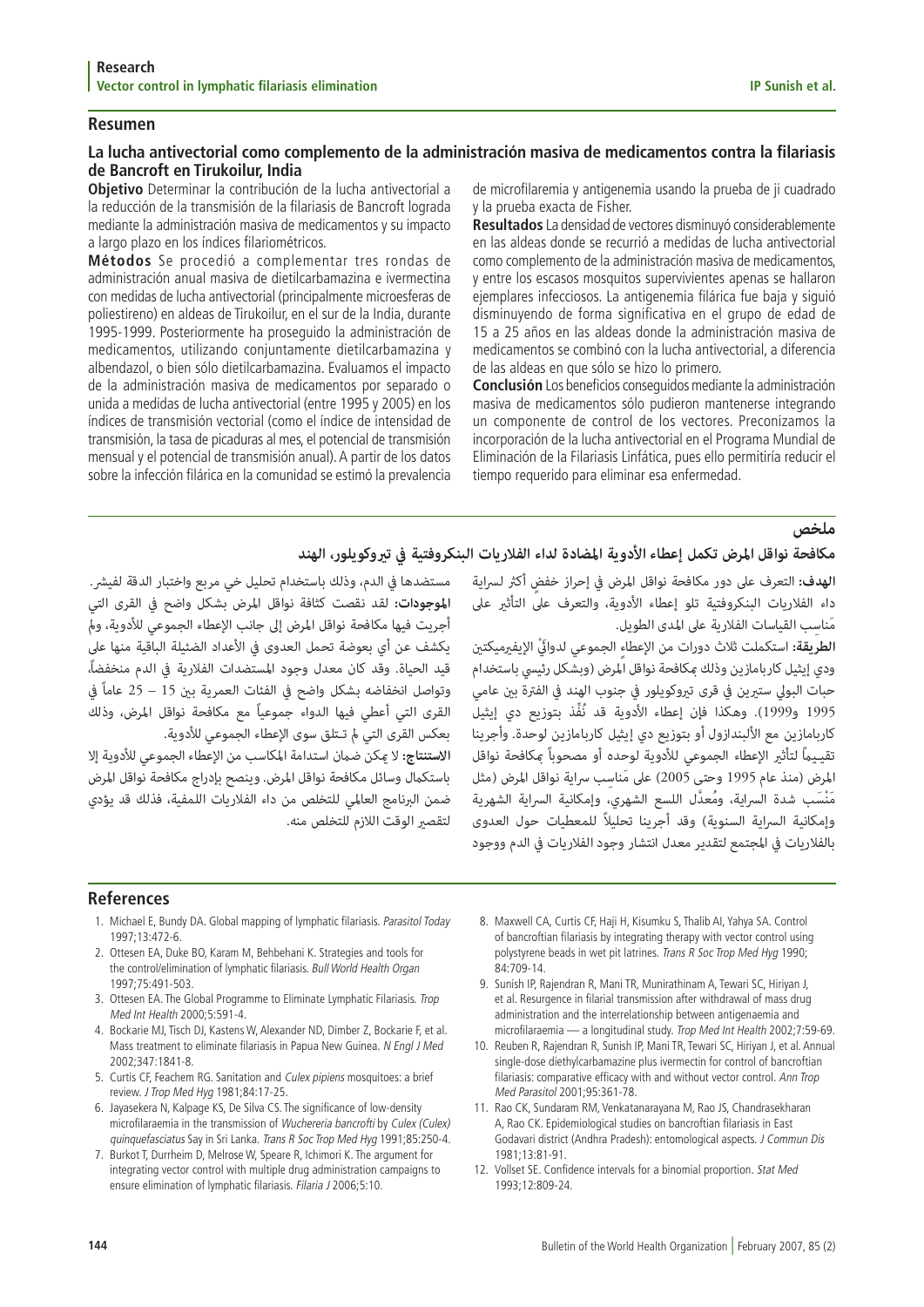## Resumen

### La lucha antivectorial como complemento de la administración masiva de medicamentos contra la filariasis de Bancroft en Tirukoilur, India

**Objetivo** Determinar la contribución de la lucha antivectorial a la reducción de la transmisión de la filariasis de Bancroft lograda mediante la administración masiva de medicamentos y su impacto a largo plazo en los índices filariométricos.

**Métodos** Se procedió a complementar tres rondas de administración anual masiva de dietilcarbamazina e ivermectina con medidas de lucha antivectorial (principalmente microesferas de poliestireno) en aldeas de Tirukoilur, en el sur de la India, durante 1995-1999. Posteriormente ha proseguido la administración de medicamentos, utilizando conjuntamente dietilcarbamazina y albendazol, o bien sólo dietilcarbamazina. Evaluamos el impacto de la administración masiva de medicamentos por separado o unida a medidas de lucha antivectorial (entre 1995 y 2005) en los índices de transmisión vectorial (como el índice de intensidad de transmisión, la tasa de picaduras al mes, el potencial de transmisión mensual y el potencial de transmisión anual). A partir de los datos sobre la infección filárica en la comunidad se estimó la prevalencia de microfilaremia y antigenemia usando la prueba de ji cuadrado y la prueba exacta de Fisher.

**Resultados** La densidad de vectores disminuyó considerablemente en las aldeas donde se recurrió a medidas de lucha antivectorial como complemento de la administración masiva de medicamentos, y entre los escasos mosquitos supervivientes apenas se hallaron ejemplares infecciosos. La antigenemia filárica fue baja y siguió disminuyendo de forma significativa en el grupo de edad de 15 a 25 años en las aldeas donde la administración masiva de medicamentos se combinó con la lucha antivectorial, a diferencia de las aldeas en que sólo se hizo lo primero.

**Conclusión** Los beneficios conseguidos mediante la administración masiva de medicamentos sólo pudieron mantenerse integrando un componente de control de los vectores. Preconizamos la incorporación de la lucha antivectorial en el Programa Mundial de Eliminación de la Filariasis Linfática, pues ello permitiría reducir el tiempo requerido para eliminar esa enfermedad.

## ملخص

### مكافحة نواقل المرض تكمل إعطاء الأدوية المضادة لداء الفلاريات البنكروفتية في تيروكويلور، الهند

**الهدف:** التعرف على دور مكافحة نواقل المرض في إحراز خفضٍ أكثر لسراية داء الفلاريات البنكروفتية تلو إعطاء الأدوية، والتعرف على التأثير على مَناسب القياسات الفلارية على المدى الطويل.

**الطريقة:** استكملت ثلاث دورات من الإعطاء الجموعي لدوائيْ الإيفيرميكتين ودي إيثيل كاربامازين وذلك بمكافحة نواقل المرض (وبشكل رئيسي باستخدام حبات البولي ستيرين في قرى تيروكويلور في جنوب الهند في الفترة بين عامي 1995 و1999). وهكذا فإن إعطاء الأدوية قد نُفِّذ بتوزيع دي إيثيل كاربامازين مع الألبندازول أو بتوزيع دي إيثيل كاربامازين لوحدة. وأجرينا تقييماً لتأثير الإعطاء الجموعي للأدوية لوحده أو مصحوباً بمكافحة نواقل المرض (منذ عام 1995 وحتى 2005) على مَناسِب سراية نواقل المرض (مثل مَنْسَب شدة السراية، ومُعدَّل اللسع الشهري، وإمكانية السراية الشهرية وإمكانية السراية السنوية) وقد أجرينا تحليلاً للمعطيات حول العدوى بالفلاريات في المجتمع لتقدير معدل انتشار وجود الفلاريات في الدم ووجود مستضدها في الدم، وذلك باستخدام تحليل خي مربع واختبار الدقة لفيشر.

**الموجودات:** لقد نقصت كثافة نواقل المرض بشكل واضح في القرى التي أجريت فيها مكافحة نواقل المرض إلى جانب الإعطاء الجموعي للأدوية، ولم يكشف عن أي بعوضة تحمل العدوى في الأعداد الضئيلة الباقية منها على قيد الحياة. وقد كان معدل وجود المستضدات الفلارية في الدم منخفضاً، وتواصل انخفاضه بشكل واضح في الفئات العمرية بين 15 – 25 عاماً في القرى التي أعطي فيها الدواء جموعياً مع مكافحة نواقل المرض، وذلك بعكس القرى التي لم تـتلق سوى الإعطاء الجموعي للأدوية.

**الاستنتاج:** لا يمكن ضمان استدامة المكاسب من الإعطاء الجموعي للأدوية إلا باستكمال وسائل مكافحة نواقل المرض. وينصح بإدراج مكافحة نواقل المرض ضمن البرنامج العالمي للتخلص من داء الفلاريات اللمفية، فذلك قد يؤدي لتقصير الوقت اللازم للتخلص منه.

## References

1. Michael E, Bundy DA. Global mapping of lymphatic filariasis. *Parasitol Today* 1997;13:472-6.
2. Ottesen EA, Duke BO, Karam M, Behbehani K. Strategies and tools for the control/elimination of lymphatic filariasis. *Bull World Health Organ* 1997;75:491-503.
3. Ottesen EA. The Global Programme to Eliminate Lymphatic Filariasis. *Trop Med Int Health* 2000;5:591-4.
4. Bockarie MJ, Tisch DJ, Kastens W, Alexander ND, Dimber Z, Bockarie F, et al. Mass treatment to eliminate filariasis in Papua New Guinea. *N Engl J Med* 2002;347:1841-8.
5. Curtis CF, Feachem RG. Sanitation and *Culex pipiens* mosquitoes: a brief review. *J Trop Med Hyg* 1981;84:17-25.
6. Jayasekera N, Kalpage KS, De Silva CS. The significance of low-density microfilaraemia in the transmission of *Wuchereria bancrofti* by *Culex (Culex) quinquefasciatus* Say in Sri Lanka. *Trans R Soc Trop Med Hyg* 1991;85:250-4.
7. Burkot T, Durrheim D, Melrose W, Speare R, Ichimori K. The argument for integrating vector control with multiple drug administration campaigns to ensure elimination of lymphatic filariasis. *Filaria J* 2006;5:10.
8. Maxwell CA, Curtis CF, Haji H, Kisumku S, Thalib AI, Yahya SA. Control of bancroftian filariasis by integrating therapy with vector control using polystyrene beads in wet pit latrines. *Trans R Soc Trop Med Hyg* 1990; 84:709-14.
9. Sunish IP, Rajendran R, Mani TR, Munirathinam A, Tewari SC, Hiriyan J, et al. Resurgence in filarial transmission after withdrawal of mass drug administration and the interrelationship between antigenaemia and microfilaraemia — a longitudinal study. *Trop Med Int Health* 2002;7:59-69.
10. Reuben R, Rajendran R, Sunish IP, Mani TR, Tewari SC, Hiriyan J, et al. Annual single-dose diethylcarbamazine plus ivermectin for control of bancroftian filariasis: comparative efficacy with and without vector control. *Ann Trop Med Parasitol* 2001;95:361-78.
11. Rao CK, Sundaram RM, Venkatanarayana M, Rao JS, Chandrasekharan A, Rao CK. Epidemiological studies on bancroftian filariasis in East Godavari district (Andhra Pradesh): entomological aspects. *J Commun Dis* 1981;13:81-91.
12. Vollset SE. Confidence intervals for a binomial proportion. *Stat Med* 1993;12:809-24.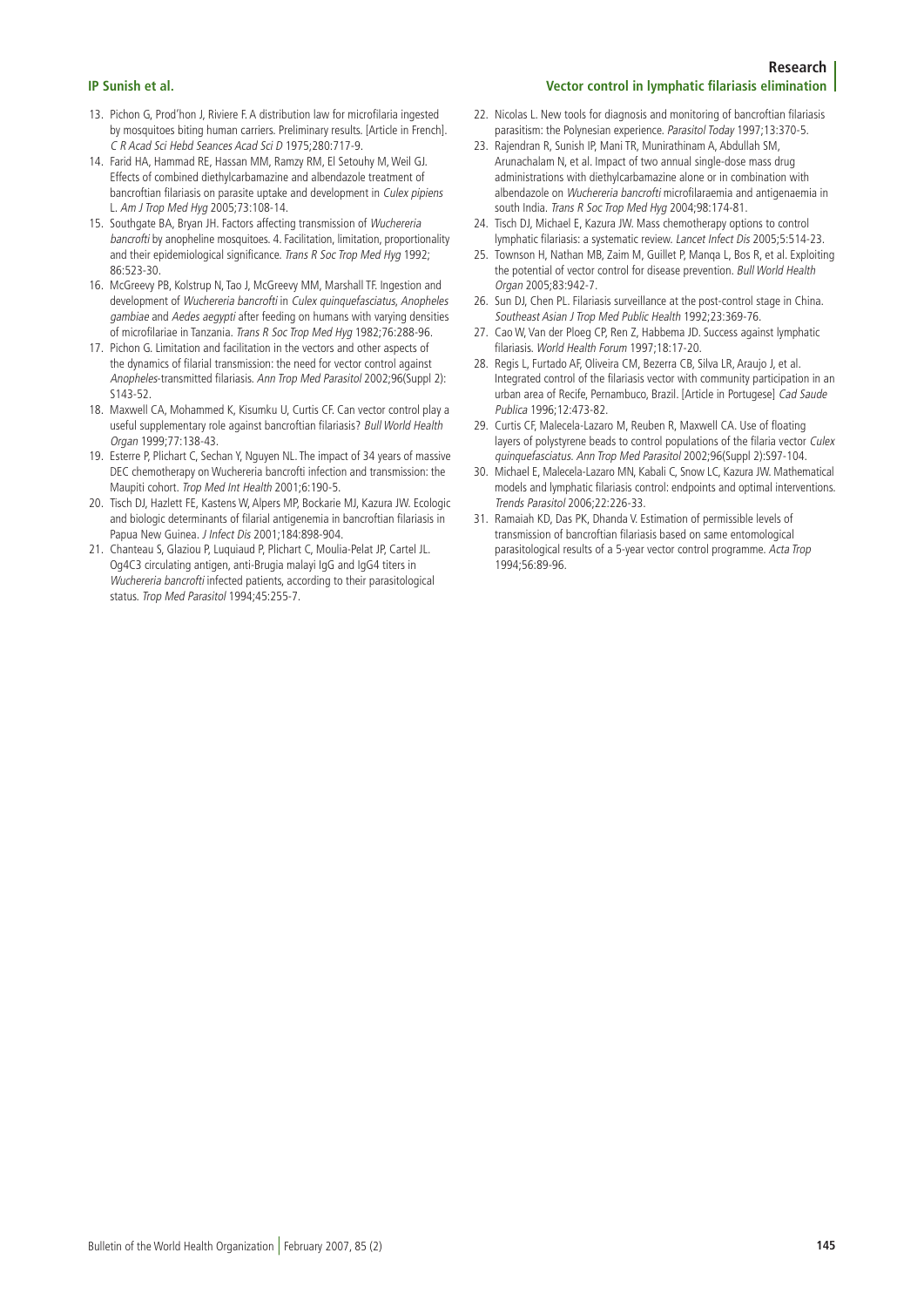13. Pichon G, Prod'hon J, Riviere F. A distribution law for microfilaria ingested by mosquitoes biting human carriers. Preliminary results. [Article in French]. *C R Acad Sci Hebd Seances Acad Sci D* 1975;280:717-9.
14. Farid HA, Hammad RE, Hassan MM, Ramzy RM, El Setouhy M, Weil GJ. Effects of combined diethylcarbamazine and albendazole treatment of bancroftian filariasis on parasite uptake and development in *Culex pipiens* L. *Am J Trop Med Hyg* 2005;73:108-14.
15. Southgate BA, Bryan JH. Factors affecting transmission of *Wuchereria bancrofti* by anopheline mosquitoes. 4. Facilitation, limitation, proportionality and their epidemiological significance. *Trans R Soc Trop Med Hyg* 1992; 86:523-30.
16. McGreevy PB, Kolstrup N, Tao J, McGreevy MM, Marshall TF. Ingestion and development of *Wuchereria bancrofti* in *Culex quinquefasciatus, Anopheles gambiae* and *Aedes aegypti* after feeding on humans with varying densities of microfilariae in Tanzania. *Trans R Soc Trop Med Hyg* 1982;76:288-96.
17. Pichon G. Limitation and facilitation in the vectors and other aspects of the dynamics of filarial transmission: the need for vector control against *Anopheles*-transmitted filariasis. *Ann Trop Med Parasitol* 2002;96(Suppl 2): S143-52.
18. Maxwell CA, Mohammed K, Kisumku U, Curtis CF. Can vector control play a useful supplementary role against bancroftian filariasis? *Bull World Health Organ* 1999;77:138-43.
19. Esterre P, Plichart C, Sechan Y, Nguyen NL. The impact of 34 years of massive DEC chemotherapy on Wuchereria bancrofti infection and transmission: the Maupiti cohort. *Trop Med Int Health* 2001;6:190-5.
20. Tisch DJ, Hazlett FE, Kastens W, Alpers MP, Bockarie MJ, Kazura JW. Ecologic and biologic determinants of filarial antigenemia in bancroftian filariasis in Papua New Guinea. *J Infect Dis* 2001;184:898-904.
21. Chanteau S, Glaziou P, Luquiaud P, Plichart C, Moulia-Pelat JP, Cartel JL. Og4C3 circulating antigen, anti-Brugia malayi IgG and IgG4 titers in *Wuchereria bancrofti* infected patients, according to their parasitological status. *Trop Med Parasitol* 1994;45:255-7.
22. Nicolas L. New tools for diagnosis and monitoring of bancroftian filariasis parasitism: the Polynesian experience. *Parasitol Today* 1997;13:370-5.
23. Rajendran R, Sunish IP, Mani TR, Munirathinam A, Abdullah SM, Arunachalam N, et al. Impact of two annual single-dose mass drug administrations with diethylcarbamazine alone or in combination with albendazole on *Wuchereria bancrofti* microfilaraemia and antigenaemia in south India. *Trans R Soc Trop Med Hyg* 2004;98:174-81.
24. Tisch DJ, Michael E, Kazura JW. Mass chemotherapy options to control lymphatic filariasis: a systematic review. *Lancet Infect Dis* 2005;5:514-23.
25. Townson H, Nathan MB, Zaim M, Guillet P, Manqa L, Bos R, et al. Exploiting the potential of vector control for disease prevention. *Bull World Health Organ* 2005;83:942-7.
26. Sun DJ, Chen PL. Filariasis surveillance at the post-control stage in China. *Southeast Asian J Trop Med Public Health* 1992;23:369-76.
27. Cao W, Van der Ploeg CP, Ren Z, Habbema JD. Success against lymphatic filariasis. *World Health Forum* 1997;18:17-20.
28. Regis L, Furtado AF, Oliveira CM, Bezerra CB, Silva LR, Araujo J, et al. Integrated control of the filariasis vector with community participation in an urban area of Recife, Pernambuco, Brazil. [Article in Portugese] *Cad Saude Publica* 1996;12:473-82.
29. Curtis CF, Malecela-Lazaro M, Reuben R, Maxwell CA. Use of floating layers of polystyrene beads to control populations of the filaria vector *Culex quinquefasciatus*. *Ann Trop Med Parasitol* 2002;96(Suppl 2):S97-104.
30. Michael E, Malecela-Lazaro MN, Kabali C, Snow LC, Kazura JW. Mathematical models and lymphatic filariasis control: endpoints and optimal interventions. *Trends Parasitol* 2006;22:226-33.
31. Ramaiah KD, Das PK, Dhanda V. Estimation of permissible levels of transmission of bancroftian filariasis based on same entomological parasitological results of a 5-year vector control programme. *Acta Trop* 1994;56:89-96.